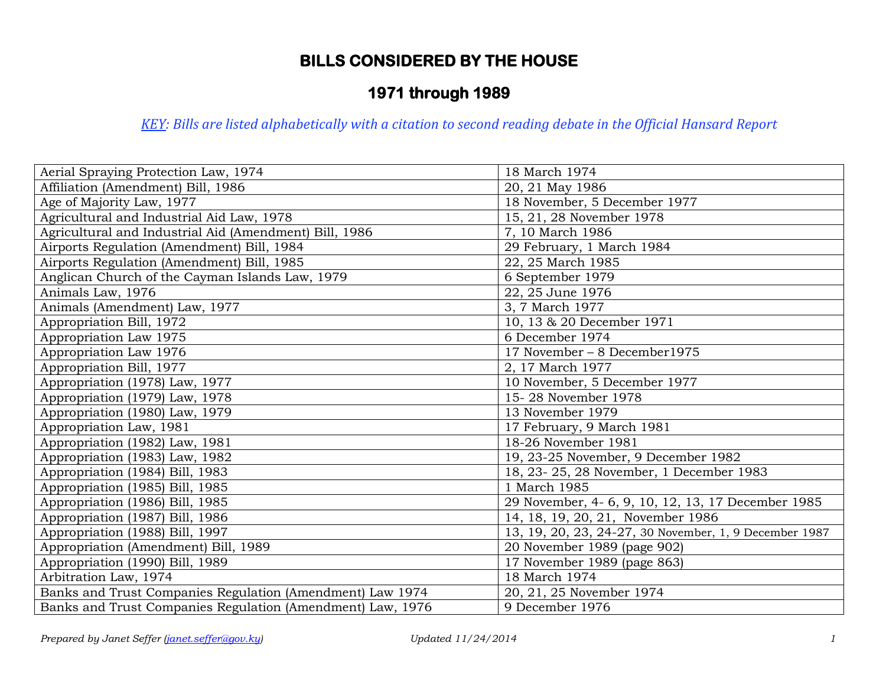# BILLS CONSIDERED BY THE HOUSE

## 1971 through 1989

*KEY: Bills are listed alphabetically with a citation to second reading debate in the Official Hansard Report*

| | |
|---|---|
| Aerial Spraying Protection Law, 1974 | 18 March 1974 |
| Affiliation (Amendment) Bill, 1986 | 20, 21 May 1986 |
| Age of Majority Law, 1977 | 18 November, 5 December 1977 |
| Agricultural and Industrial Aid Law, 1978 | 15, 21, 28 November 1978 |
| Agricultural and Industrial Aid (Amendment) Bill, 1986 | 7, 10 March 1986 |
| Airports Regulation (Amendment) Bill, 1984 | 29 February, 1 March 1984 |
| Airports Regulation (Amendment) Bill, 1985 | 22, 25 March 1985 |
| Anglican Church of the Cayman Islands Law, 1979 | 6 September 1979 |
| Animals Law, 1976 | 22, 25 June 1976 |
| Animals (Amendment) Law, 1977 | 3, 7 March 1977 |
| Appropriation Bill, 1972 | 10, 13 & 20 December 1971 |
| Appropriation Law 1975 | 6 December 1974 |
| Appropriation Law 1976 | 17 November – 8 December1975 |
| Appropriation Bill, 1977 | 2, 17 March 1977 |
| Appropriation (1978) Law, 1977 | 10 November, 5 December 1977 |
| Appropriation (1979) Law, 1978 | 15- 28 November 1978 |
| Appropriation (1980) Law, 1979 | 13 November 1979 |
| Appropriation Law, 1981 | 17 February, 9 March 1981 |
| Appropriation (1982) Law, 1981 | 18-26 November 1981 |
| Appropriation (1983) Law, 1982 | 19, 23-25 November, 9 December 1982 |
| Appropriation (1984) Bill, 1983 | 18, 23- 25, 28 November, 1 December 1983 |
| Appropriation (1985) Bill, 1985 | 1 March 1985 |
| Appropriation (1986) Bill, 1985 | 29 November, 4- 6, 9, 10, 12, 13, 17 December 1985 |
| Appropriation (1987) Bill, 1986 | 14, 18, 19, 20, 21, November 1986 |
| Appropriation (1988) Bill, 1997 | 13, 19, 20, 23, 24-27, 30 November, 1, 9 December 1987 |
| Appropriation (Amendment) Bill, 1989 | 20 November 1989 (page 902) |
| Appropriation (1990) Bill, 1989 | 17 November 1989 (page 863) |
| Arbitration Law, 1974 | 18 March 1974 |
| Banks and Trust Companies Regulation (Amendment) Law 1974 | 20, 21, 25 November 1974 |
| Banks and Trust Companies Regulation (Amendment) Law, 1976 | 9 December 1976 |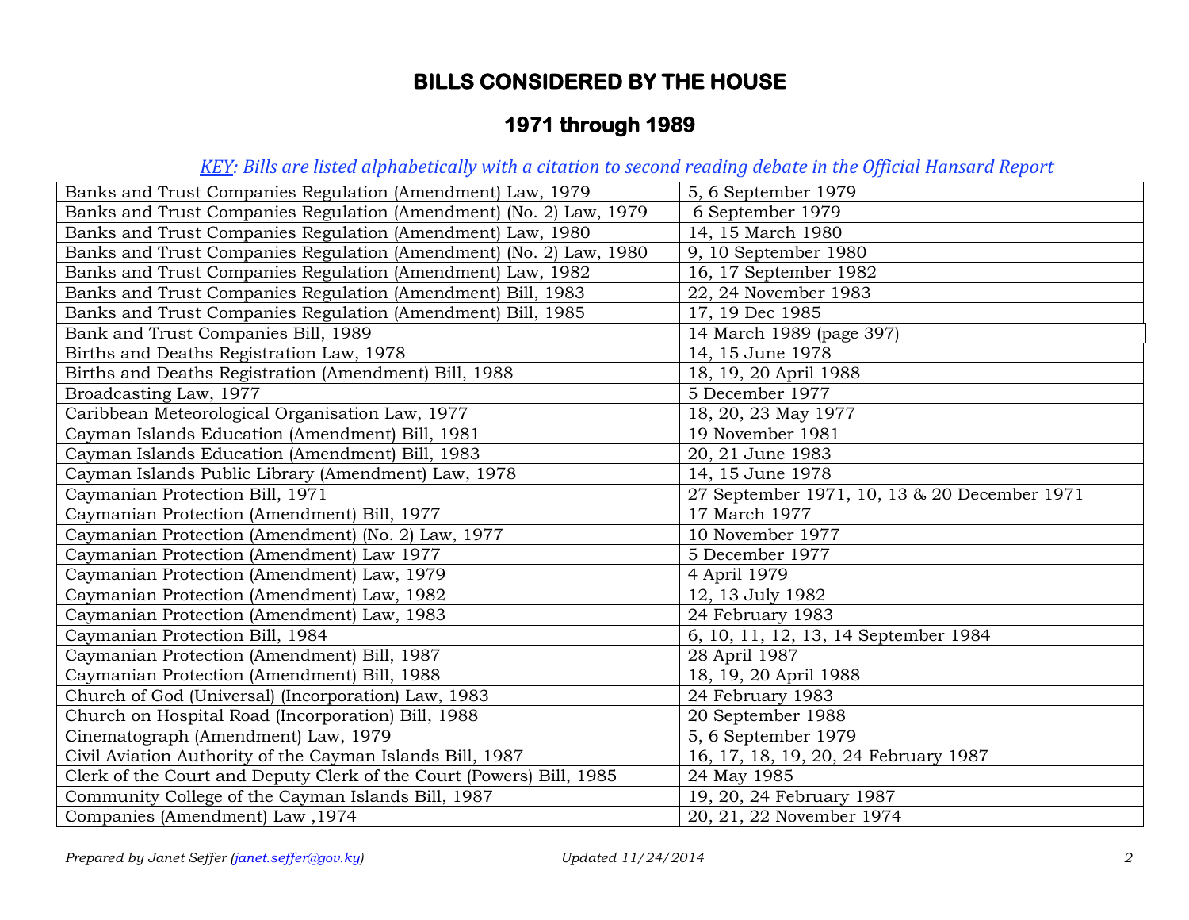# BILLS CONSIDERED BY THE HOUSE

## 1971 through 1989

*KEY: Bills are listed alphabetically with a citation to second reading debate in the Official Hansard Report*

| Bill | Date |
|---|---|
| Banks and Trust Companies Regulation (Amendment) Law, 1979 | 5, 6 September 1979 |
| Banks and Trust Companies Regulation (Amendment) (No. 2) Law, 1979 | 6 September 1979 |
| Banks and Trust Companies Regulation (Amendment) Law, 1980 | 14, 15 March 1980 |
| Banks and Trust Companies Regulation (Amendment) (No. 2) Law, 1980 | 9, 10 September 1980 |
| Banks and Trust Companies Regulation (Amendment) Law, 1982 | 16, 17 September 1982 |
| Banks and Trust Companies Regulation (Amendment) Bill, 1983 | 22, 24 November 1983 |
| Banks and Trust Companies Regulation (Amendment) Bill, 1985 | 17, 19 Dec 1985 |
| Bank and Trust Companies Bill, 1989 | 14 March 1989 (page 397) |
| Births and Deaths Registration Law, 1978 | 14, 15 June 1978 |
| Births and Deaths Registration (Amendment) Bill, 1988 | 18, 19, 20 April 1988 |
| Broadcasting Law, 1977 | 5 December 1977 |
| Caribbean Meteorological Organisation Law, 1977 | 18, 20, 23 May 1977 |
| Cayman Islands Education (Amendment) Bill, 1981 | 19 November 1981 |
| Cayman Islands Education (Amendment) Bill, 1983 | 20, 21 June 1983 |
| Cayman Islands Public Library (Amendment) Law, 1978 | 14, 15 June 1978 |
| Caymanian Protection Bill, 1971 | 27 September 1971, 10, 13 & 20 December 1971 |
| Caymanian Protection (Amendment) Bill, 1977 | 17 March 1977 |
| Caymanian Protection (Amendment) (No. 2) Law, 1977 | 10 November 1977 |
| Caymanian Protection (Amendment) Law 1977 | 5 December 1977 |
| Caymanian Protection (Amendment) Law, 1979 | 4 April 1979 |
| Caymanian Protection (Amendment) Law, 1982 | 12, 13 July 1982 |
| Caymanian Protection (Amendment) Law, 1983 | 24 February 1983 |
| Caymanian Protection Bill, 1984 | 6, 10, 11, 12, 13, 14 September 1984 |
| Caymanian Protection (Amendment) Bill, 1987 | 28 April 1987 |
| Caymanian Protection (Amendment) Bill, 1988 | 18, 19, 20 April 1988 |
| Church of God (Universal) (Incorporation) Law, 1983 | 24 February 1983 |
| Church on Hospital Road (Incorporation) Bill, 1988 | 20 September 1988 |
| Cinematograph (Amendment) Law, 1979 | 5, 6 September 1979 |
| Civil Aviation Authority of the Cayman Islands Bill, 1987 | 16, 17, 18, 19, 20, 24 February 1987 |
| Clerk of the Court and Deputy Clerk of the Court (Powers) Bill, 1985 | 24 May 1985 |
| Community College of the Cayman Islands Bill, 1987 | 19, 20, 24 February 1987 |
| Companies (Amendment) Law ,1974 | 20, 21, 22 November 1974 |

*Prepared by Janet Seffer (janet.seffer@gov.ky)* *Updated 11/24/2014*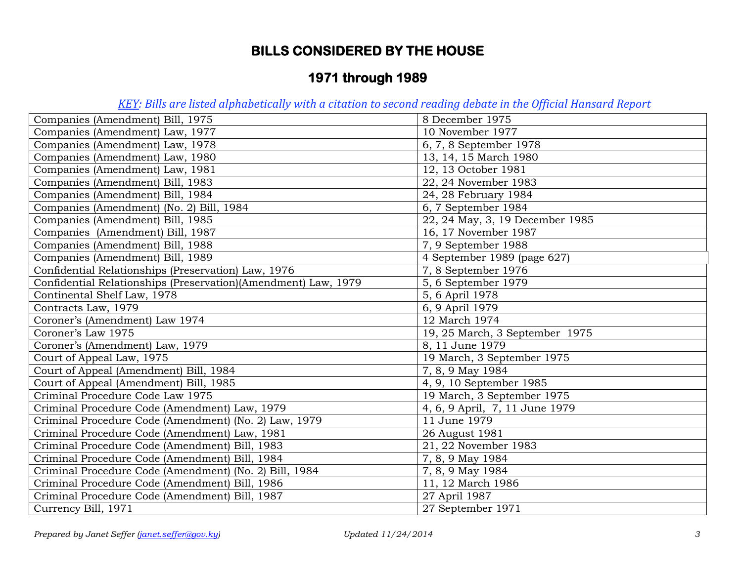# BILLS CONSIDERED BY THE HOUSE

## 1971 through 1989

*KEY: Bills are listed alphabetically with a citation to second reading debate in the Official Hansard Report*

| | |
|---|---|
| Companies (Amendment) Bill, 1975 | 8 December 1975 |
| Companies (Amendment) Law, 1977 | 10 November 1977 |
| Companies (Amendment) Law, 1978 | 6, 7, 8 September 1978 |
| Companies (Amendment) Law, 1980 | 13, 14, 15 March 1980 |
| Companies (Amendment) Law, 1981 | 12, 13 October 1981 |
| Companies (Amendment) Bill, 1983 | 22, 24 November 1983 |
| Companies (Amendment) Bill, 1984 | 24, 28 February 1984 |
| Companies (Amendment) (No. 2) Bill, 1984 | 6, 7 September 1984 |
| Companies (Amendment) Bill, 1985 | 22, 24 May, 3, 19 December 1985 |
| Companies (Amendment) Bill, 1987 | 16, 17 November 1987 |
| Companies (Amendment) Bill, 1988 | 7, 9 September 1988 |
| Companies (Amendment) Bill, 1989 | 4 September 1989 (page 627) |
| Confidential Relationships (Preservation) Law, 1976 | 7, 8 September 1976 |
| Confidential Relationships (Preservation)(Amendment) Law, 1979 | 5, 6 September 1979 |
| Continental Shelf Law, 1978 | 5, 6 April 1978 |
| Contracts Law, 1979 | 6, 9 April 1979 |
| Coroner's (Amendment) Law 1974 | 12 March 1974 |
| Coroner's Law 1975 | 19, 25 March, 3 September 1975 |
| Coroner's (Amendment) Law, 1979 | 8, 11 June 1979 |
| Court of Appeal Law, 1975 | 19 March, 3 September 1975 |
| Court of Appeal (Amendment) Bill, 1984 | 7, 8, 9 May 1984 |
| Court of Appeal (Amendment) Bill, 1985 | 4, 9, 10 September 1985 |
| Criminal Procedure Code Law 1975 | 19 March, 3 September 1975 |
| Criminal Procedure Code (Amendment) Law, 1979 | 4, 6, 9 April, 7, 11 June 1979 |
| Criminal Procedure Code (Amendment) (No. 2) Law, 1979 | 11 June 1979 |
| Criminal Procedure Code (Amendment) Law, 1981 | 26 August 1981 |
| Criminal Procedure Code (Amendment) Bill, 1983 | 21, 22 November 1983 |
| Criminal Procedure Code (Amendment) Bill, 1984 | 7, 8, 9 May 1984 |
| Criminal Procedure Code (Amendment) (No. 2) Bill, 1984 | 7, 8, 9 May 1984 |
| Criminal Procedure Code (Amendment) Bill, 1986 | 11, 12 March 1986 |
| Criminal Procedure Code (Amendment) Bill, 1987 | 27 April 1987 |
| Currency Bill, 1971 | 27 September 1971 |

*Prepared by Janet Seffer (janet.seffer@gov.ky)* *Updated 11/24/2014*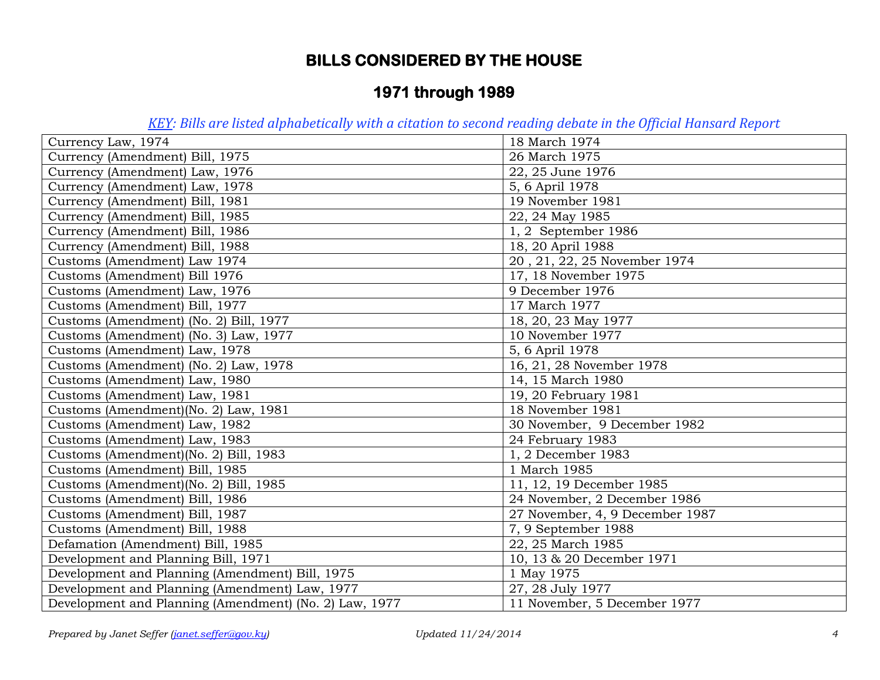# BILLS CONSIDERED BY THE HOUSE

## 1971 through 1989

*KEY: Bills are listed alphabetically with a citation to second reading debate in the Official Hansard Report*

| | |
|---|---|
| Currency Law, 1974 | 18 March 1974 |
| Currency (Amendment) Bill, 1975 | 26 March 1975 |
| Currency (Amendment) Law, 1976 | 22, 25 June 1976 |
| Currency (Amendment) Law, 1978 | 5, 6 April 1978 |
| Currency (Amendment) Bill, 1981 | 19 November 1981 |
| Currency (Amendment) Bill, 1985 | 22, 24 May 1985 |
| Currency (Amendment) Bill, 1986 | 1, 2 September 1986 |
| Currency (Amendment) Bill, 1988 | 18, 20 April 1988 |
| Customs (Amendment) Law 1974 | 20 , 21, 22, 25 November 1974 |
| Customs (Amendment) Bill 1976 | 17, 18 November 1975 |
| Customs (Amendment) Law, 1976 | 9 December 1976 |
| Customs (Amendment) Bill, 1977 | 17 March 1977 |
| Customs (Amendment) (No. 2) Bill, 1977 | 18, 20, 23 May 1977 |
| Customs (Amendment) (No. 3) Law, 1977 | 10 November 1977 |
| Customs (Amendment) Law, 1978 | 5, 6 April 1978 |
| Customs (Amendment) (No. 2) Law, 1978 | 16, 21, 28 November 1978 |
| Customs (Amendment) Law, 1980 | 14, 15 March 1980 |
| Customs (Amendment) Law, 1981 | 19, 20 February 1981 |
| Customs (Amendment)(No. 2) Law, 1981 | 18 November 1981 |
| Customs (Amendment) Law, 1982 | 30 November, 9 December 1982 |
| Customs (Amendment) Law, 1983 | 24 February 1983 |
| Customs (Amendment)(No. 2) Bill, 1983 | 1, 2 December 1983 |
| Customs (Amendment) Bill, 1985 | 1 March 1985 |
| Customs (Amendment)(No. 2) Bill, 1985 | 11, 12, 19 December 1985 |
| Customs (Amendment) Bill, 1986 | 24 November, 2 December 1986 |
| Customs (Amendment) Bill, 1987 | 27 November, 4, 9 December 1987 |
| Customs (Amendment) Bill, 1988 | 7, 9 September 1988 |
| Defamation (Amendment) Bill, 1985 | 22, 25 March 1985 |
| Development and Planning Bill, 1971 | 10, 13 & 20 December 1971 |
| Development and Planning (Amendment) Bill, 1975 | 1 May 1975 |
| Development and Planning (Amendment) Law, 1977 | 27, 28 July 1977 |
| Development and Planning (Amendment) (No. 2) Law, 1977 | 11 November, 5 December 1977 |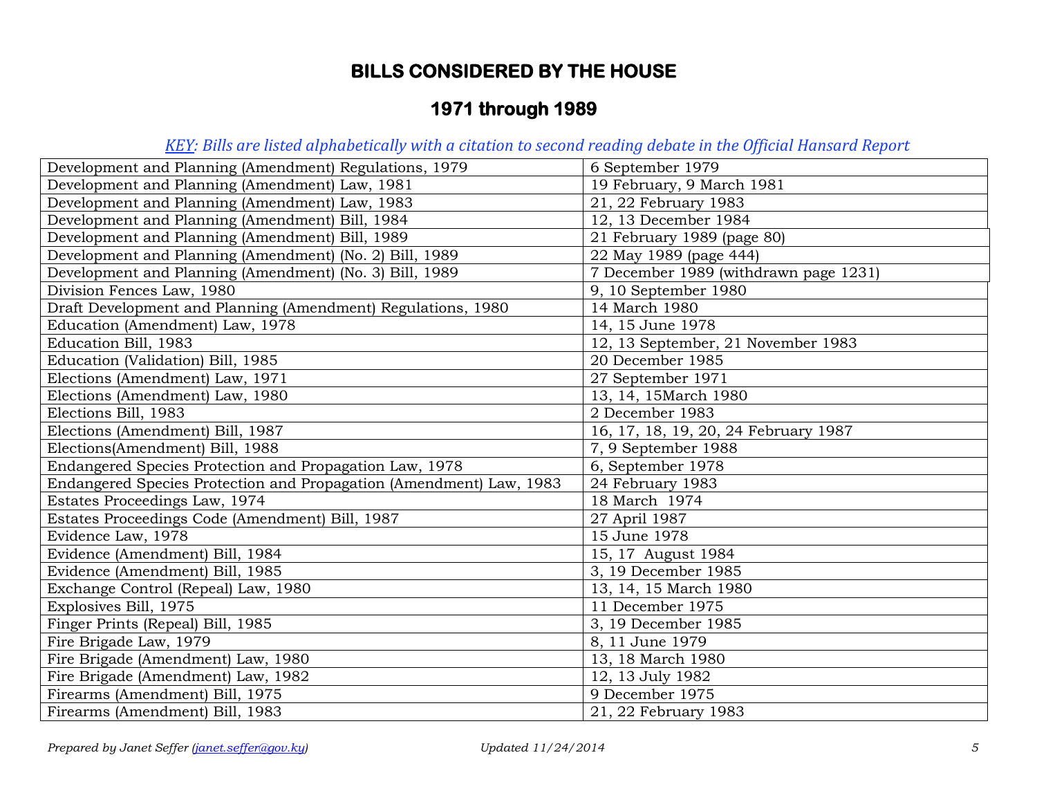# BILLS CONSIDERED BY THE HOUSE

## 1971 through 1989

*KEY: Bills are listed alphabetically with a citation to second reading debate in the Official Hansard Report*

| | |
|---|---|
| Development and Planning (Amendment) Regulations, 1979 | 6 September 1979 |
| Development and Planning (Amendment) Law, 1981 | 19 February, 9 March 1981 |
| Development and Planning (Amendment) Law, 1983 | 21, 22 February 1983 |
| Development and Planning (Amendment) Bill, 1984 | 12, 13 December 1984 |
| Development and Planning (Amendment) Bill, 1989 | 21 February 1989 (page 80) |
| Development and Planning (Amendment) (No. 2) Bill, 1989 | 22 May 1989 (page 444) |
| Development and Planning (Amendment) (No. 3) Bill, 1989 | 7 December 1989 (withdrawn page 1231) |
| Division Fences Law, 1980 | 9, 10 September 1980 |
| Draft Development and Planning (Amendment) Regulations, 1980 | 14 March 1980 |
| Education (Amendment) Law, 1978 | 14, 15 June 1978 |
| Education Bill, 1983 | 12, 13 September, 21 November 1983 |
| Education (Validation) Bill, 1985 | 20 December 1985 |
| Elections (Amendment) Law, 1971 | 27 September 1971 |
| Elections (Amendment) Law, 1980 | 13, 14, 15March 1980 |
| Elections Bill, 1983 | 2 December 1983 |
| Elections (Amendment) Bill, 1987 | 16, 17, 18, 19, 20, 24 February 1987 |
| Elections(Amendment) Bill, 1988 | 7, 9 September 1988 |
| Endangered Species Protection and Propagation Law, 1978 | 6, September 1978 |
| Endangered Species Protection and Propagation (Amendment) Law, 1983 | 24 February 1983 |
| Estates Proceedings Law, 1974 | 18 March 1974 |
| Estates Proceedings Code (Amendment) Bill, 1987 | 27 April 1987 |
| Evidence Law, 1978 | 15 June 1978 |
| Evidence (Amendment) Bill, 1984 | 15, 17 August 1984 |
| Evidence (Amendment) Bill, 1985 | 3, 19 December 1985 |
| Exchange Control (Repeal) Law, 1980 | 13, 14, 15 March 1980 |
| Explosives Bill, 1975 | 11 December 1975 |
| Finger Prints (Repeal) Bill, 1985 | 3, 19 December 1985 |
| Fire Brigade Law, 1979 | 8, 11 June 1979 |
| Fire Brigade (Amendment) Law, 1980 | 13, 18 March 1980 |
| Fire Brigade (Amendment) Law, 1982 | 12, 13 July 1982 |
| Firearms (Amendment) Bill, 1975 | 9 December 1975 |
| Firearms (Amendment) Bill, 1983 | 21, 22 February 1983 |

*Prepared by Janet Seffer (janet.seffer@gov.ky)* *Updated 11/24/2014*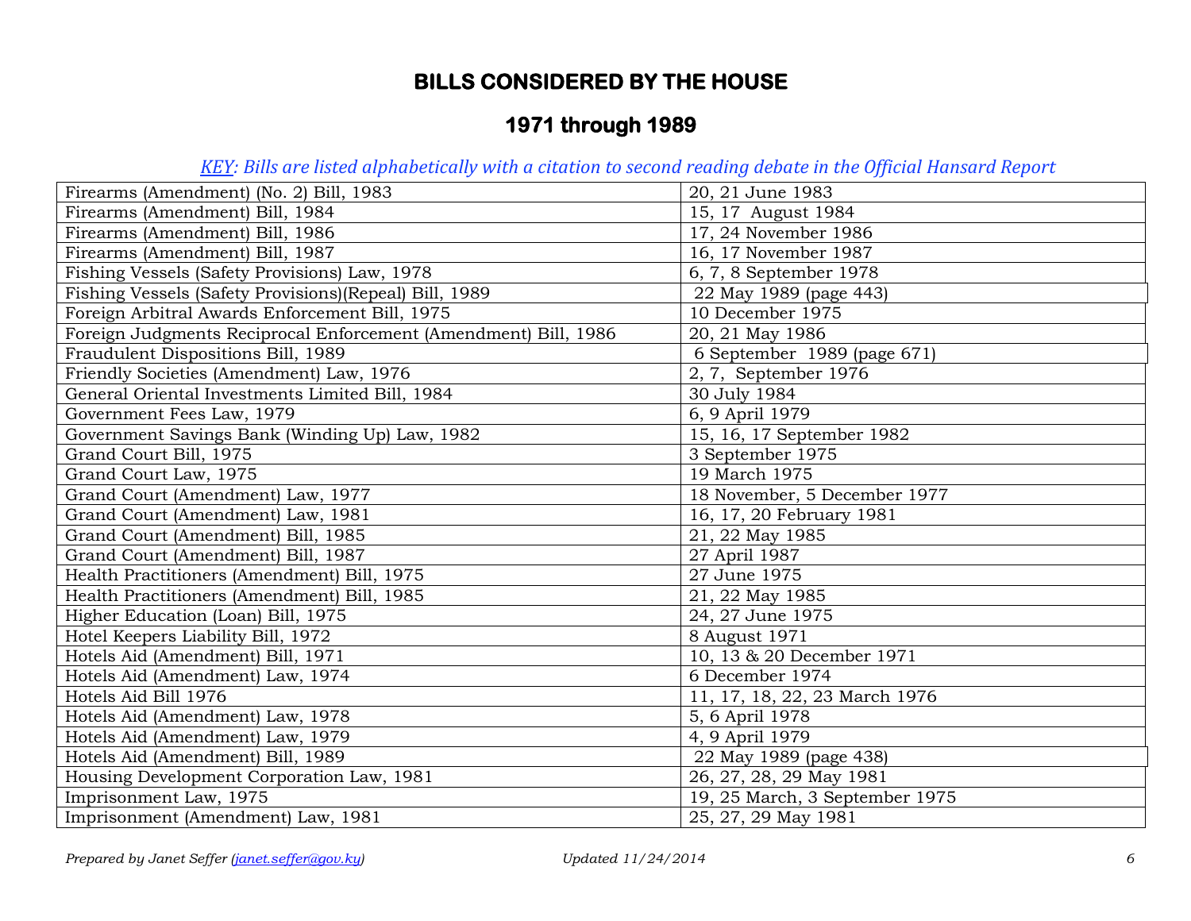# BILLS CONSIDERED BY THE HOUSE

## 1971 through 1989

*KEY: Bills are listed alphabetically with a citation to second reading debate in the Official Hansard Report*

| | |
|---|---|
| Firearms (Amendment) (No. 2) Bill, 1983 | 20, 21 June 1983 |
| Firearms (Amendment) Bill, 1984 | 15, 17 August 1984 |
| Firearms (Amendment) Bill, 1986 | 17, 24 November 1986 |
| Firearms (Amendment) Bill, 1987 | 16, 17 November 1987 |
| Fishing Vessels (Safety Provisions) Law, 1978 | 6, 7, 8 September 1978 |
| Fishing Vessels (Safety Provisions)(Repeal) Bill, 1989 | 22 May 1989 (page 443) |
| Foreign Arbitral Awards Enforcement Bill, 1975 | 10 December 1975 |
| Foreign Judgments Reciprocal Enforcement (Amendment) Bill, 1986 | 20, 21 May 1986 |
| Fraudulent Dispositions Bill, 1989 | 6 September 1989 (page 671) |
| Friendly Societies (Amendment) Law, 1976 | 2, 7, September 1976 |
| General Oriental Investments Limited Bill, 1984 | 30 July 1984 |
| Government Fees Law, 1979 | 6, 9 April 1979 |
| Government Savings Bank (Winding Up) Law, 1982 | 15, 16, 17 September 1982 |
| Grand Court Bill, 1975 | 3 September 1975 |
| Grand Court Law, 1975 | 19 March 1975 |
| Grand Court (Amendment) Law, 1977 | 18 November, 5 December 1977 |
| Grand Court (Amendment) Law, 1981 | 16, 17, 20 February 1981 |
| Grand Court (Amendment) Bill, 1985 | 21, 22 May 1985 |
| Grand Court (Amendment) Bill, 1987 | 27 April 1987 |
| Health Practitioners (Amendment) Bill, 1975 | 27 June 1975 |
| Health Practitioners (Amendment) Bill, 1985 | 21, 22 May 1985 |
| Higher Education (Loan) Bill, 1975 | 24, 27 June 1975 |
| Hotel Keepers Liability Bill, 1972 | 8 August 1971 |
| Hotels Aid (Amendment) Bill, 1971 | 10, 13 & 20 December 1971 |
| Hotels Aid (Amendment) Law, 1974 | 6 December 1974 |
| Hotels Aid Bill 1976 | 11, 17, 18, 22, 23 March 1976 |
| Hotels Aid (Amendment) Law, 1978 | 5, 6 April 1978 |
| Hotels Aid (Amendment) Law, 1979 | 4, 9 April 1979 |
| Hotels Aid (Amendment) Bill, 1989 | 22 May 1989 (page 438) |
| Housing Development Corporation Law, 1981 | 26, 27, 28, 29 May 1981 |
| Imprisonment Law, 1975 | 19, 25 March, 3 September 1975 |
| Imprisonment (Amendment) Law, 1981 | 25, 27, 29 May 1981 |

*Prepared by Janet Seffer (janet.seffer@gov.ky)* *Updated 11/24/2014*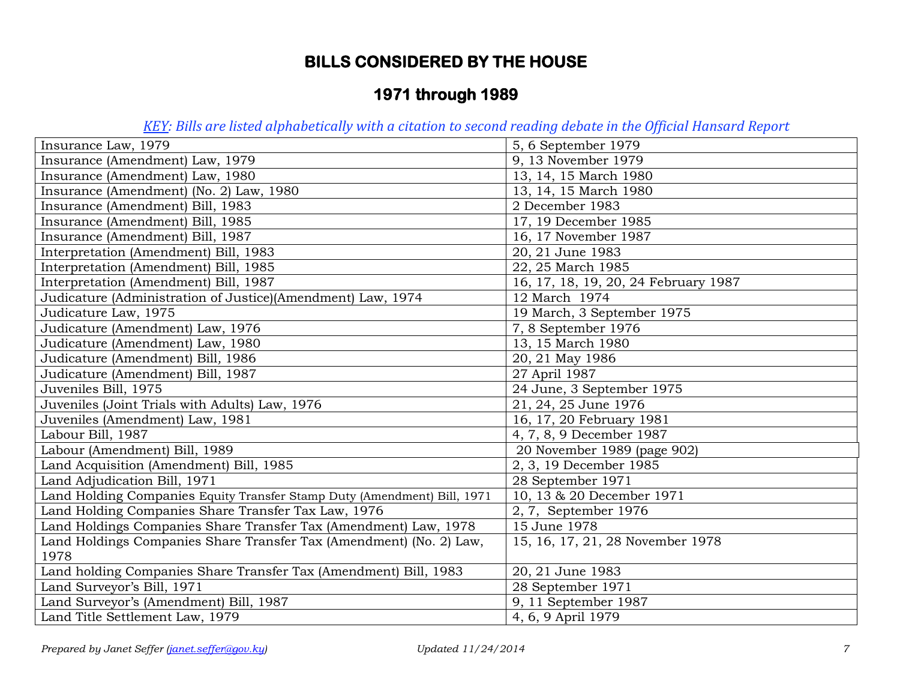## BILLS CONSIDERED BY THE HOUSE

## 1971 through 1989

*KEY: Bills are listed alphabetically with a citation to second reading debate in the Official Hansard Report*

| Bill | Citation |
|---|---|
| Insurance Law, 1979 | 5, 6 September 1979 |
| Insurance (Amendment) Law, 1979 | 9, 13 November 1979 |
| Insurance (Amendment) Law, 1980 | 13, 14, 15 March 1980 |
| Insurance (Amendment) (No. 2) Law, 1980 | 13, 14, 15 March 1980 |
| Insurance (Amendment) Bill, 1983 | 2 December 1983 |
| Insurance (Amendment) Bill, 1985 | 17, 19 December 1985 |
| Insurance (Amendment) Bill, 1987 | 16, 17 November 1987 |
| Interpretation (Amendment) Bill, 1983 | 20, 21 June 1983 |
| Interpretation (Amendment) Bill, 1985 | 22, 25 March 1985 |
| Interpretation (Amendment) Bill, 1987 | 16, 17, 18, 19, 20, 24 February 1987 |
| Judicature (Administration of Justice)(Amendment) Law, 1974 | 12 March 1974 |
| Judicature Law, 1975 | 19 March, 3 September 1975 |
| Judicature (Amendment) Law, 1976 | 7, 8 September 1976 |
| Judicature (Amendment) Law, 1980 | 13, 15 March 1980 |
| Judicature (Amendment) Bill, 1986 | 20, 21 May 1986 |
| Judicature (Amendment) Bill, 1987 | 27 April 1987 |
| Juveniles Bill, 1975 | 24 June, 3 September 1975 |
| Juveniles (Joint Trials with Adults) Law, 1976 | 21, 24, 25 June 1976 |
| Juveniles (Amendment) Law, 1981 | 16, 17, 20 February 1981 |
| Labour Bill, 1987 | 4, 7, 8, 9 December 1987 |
| Labour (Amendment) Bill, 1989 | 20 November 1989 (page 902) |
| Land Acquisition (Amendment) Bill, 1985 | 2, 3, 19 December 1985 |
| Land Adjudication Bill, 1971 | 28 September 1971 |
| Land Holding Companies Equity Transfer Stamp Duty (Amendment) Bill, 1971 | 10, 13 & 20 December 1971 |
| Land Holding Companies Share Transfer Tax Law, 1976 | 2, 7, September 1976 |
| Land Holdings Companies Share Transfer Tax (Amendment) Law, 1978 | 15 June 1978 |
| Land Holdings Companies Share Transfer Tax (Amendment) (No. 2) Law, 1978 | 15, 16, 17, 21, 28 November 1978 |
| Land holding Companies Share Transfer Tax (Amendment) Bill, 1983 | 20, 21 June 1983 |
| Land Surveyor's Bill, 1971 | 28 September 1971 |
| Land Surveyor's (Amendment) Bill, 1987 | 9, 11 September 1987 |
| Land Title Settlement Law, 1979 | 4, 6, 9 April 1979 |

*Prepared by Janet Seffer (janet.seffer@gov.ky)* *Updated 11/24/2014*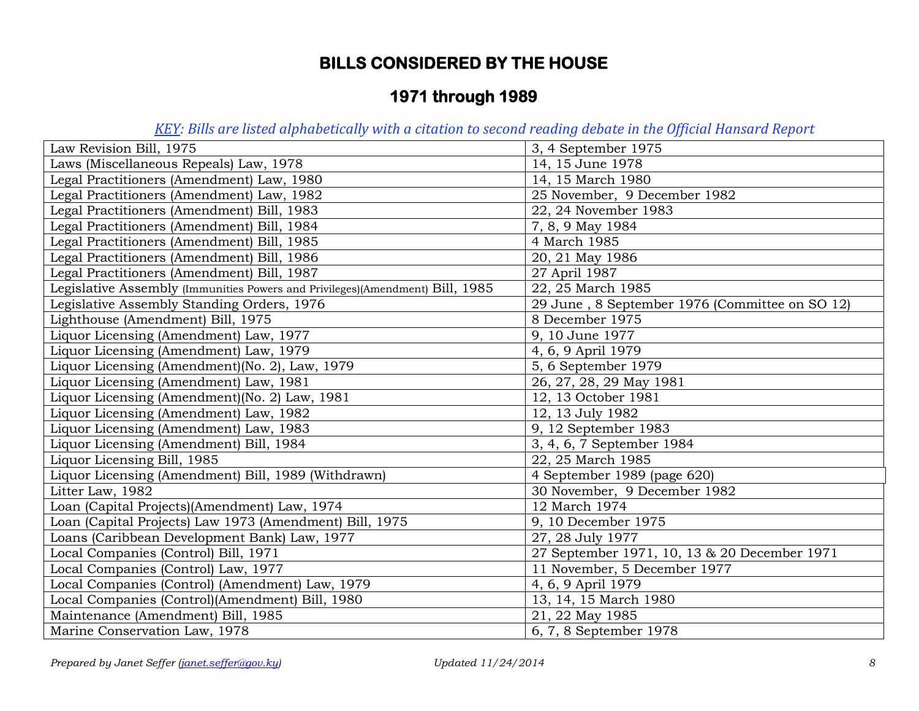# BILLS CONSIDERED BY THE HOUSE

## 1971 through 1989

*KEY: Bills are listed alphabetically with a citation to second reading debate in the Official Hansard Report*

| | |
|---|---|
| Law Revision Bill, 1975 | 3, 4 September 1975 |
| Laws (Miscellaneous Repeals) Law, 1978 | 14, 15 June 1978 |
| Legal Practitioners (Amendment) Law, 1980 | 14, 15 March 1980 |
| Legal Practitioners (Amendment) Law, 1982 | 25 November, 9 December 1982 |
| Legal Practitioners (Amendment) Bill, 1983 | 22, 24 November 1983 |
| Legal Practitioners (Amendment) Bill, 1984 | 7, 8, 9 May 1984 |
| Legal Practitioners (Amendment) Bill, 1985 | 4 March 1985 |
| Legal Practitioners (Amendment) Bill, 1986 | 20, 21 May 1986 |
| Legal Practitioners (Amendment) Bill, 1987 | 27 April 1987 |
| Legislative Assembly (Immunities Powers and Privileges)(Amendment) Bill, 1985 | 22, 25 March 1985 |
| Legislative Assembly Standing Orders, 1976 | 29 June , 8 September 1976 (Committee on SO 12) |
| Lighthouse (Amendment) Bill, 1975 | 8 December 1975 |
| Liquor Licensing (Amendment) Law, 1977 | 9, 10 June 1977 |
| Liquor Licensing (Amendment) Law, 1979 | 4, 6, 9 April 1979 |
| Liquor Licensing (Amendment)(No. 2), Law, 1979 | 5, 6 September 1979 |
| Liquor Licensing (Amendment) Law, 1981 | 26, 27, 28, 29 May 1981 |
| Liquor Licensing (Amendment)(No. 2) Law, 1981 | 12, 13 October 1981 |
| Liquor Licensing (Amendment) Law, 1982 | 12, 13 July 1982 |
| Liquor Licensing (Amendment) Law, 1983 | 9, 12 September 1983 |
| Liquor Licensing (Amendment) Bill, 1984 | 3, 4, 6, 7 September 1984 |
| Liquor Licensing Bill, 1985 | 22, 25 March 1985 |
| Liquor Licensing (Amendment) Bill, 1989 (Withdrawn) | 4 September 1989 (page 620) |
| Litter Law, 1982 | 30 November, 9 December 1982 |
| Loan (Capital Projects)(Amendment) Law, 1974 | 12 March 1974 |
| Loan (Capital Projects) Law 1973 (Amendment) Bill, 1975 | 9, 10 December 1975 |
| Loans (Caribbean Development Bank) Law, 1977 | 27, 28 July 1977 |
| Local Companies (Control) Bill, 1971 | 27 September 1971, 10, 13 & 20 December 1971 |
| Local Companies (Control) Law, 1977 | 11 November, 5 December 1977 |
| Local Companies (Control) (Amendment) Law, 1979 | 4, 6, 9 April 1979 |
| Local Companies (Control)(Amendment) Bill, 1980 | 13, 14, 15 March 1980 |
| Maintenance (Amendment) Bill, 1985 | 21, 22 May 1985 |
| Marine Conservation Law, 1978 | 6, 7, 8 September 1978 |

*Prepared by Janet Seffer (janet.seffer@gov.ky)* *Updated 11/24/2014*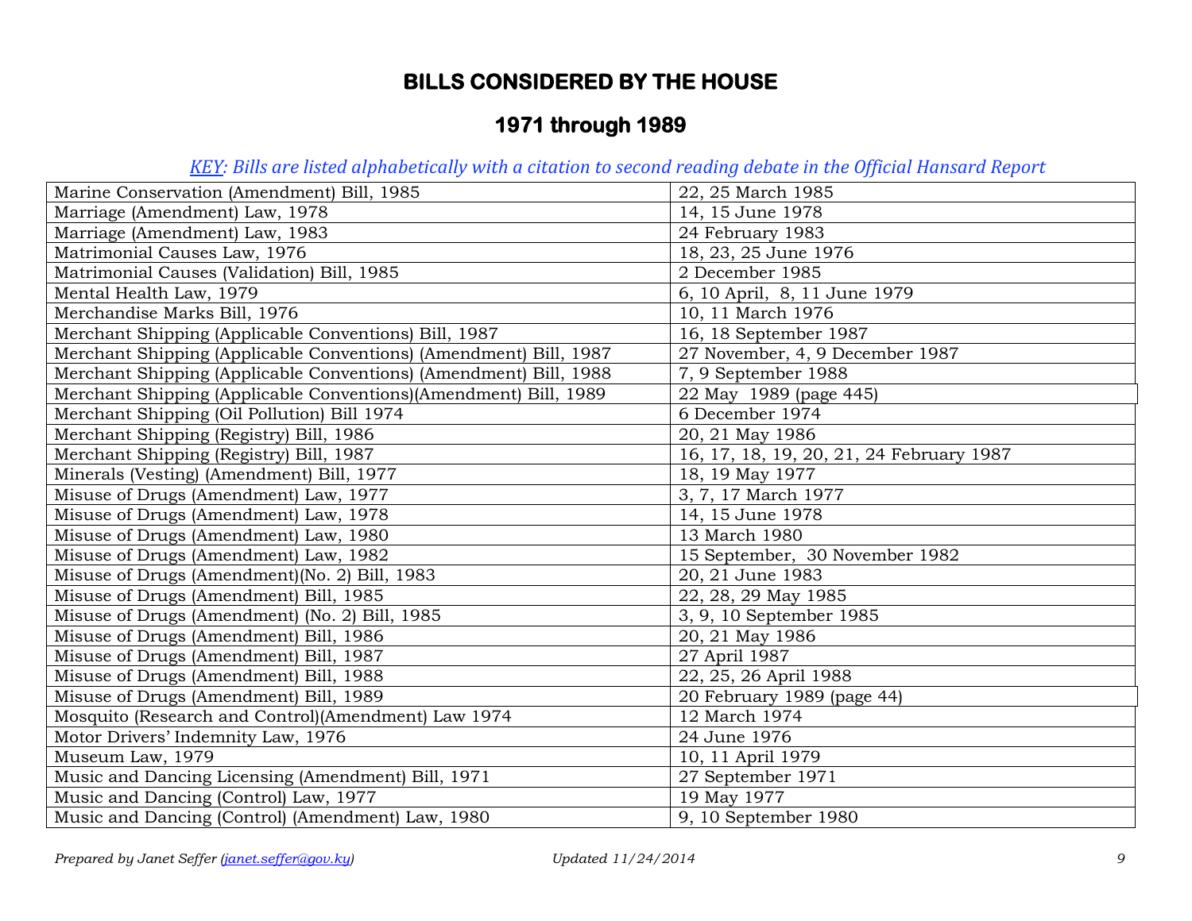# BILLS CONSIDERED BY THE HOUSE

## 1971 through 1989

*KEY: Bills are listed alphabetically with a citation to second reading debate in the Official Hansard Report*

| Bill | Second Reading Debate |
|---|---|
| Marine Conservation (Amendment) Bill, 1985 | 22, 25 March 1985 |
| Marriage (Amendment) Law, 1978 | 14, 15 June 1978 |
| Marriage (Amendment) Law, 1983 | 24 February 1983 |
| Matrimonial Causes Law, 1976 | 18, 23, 25 June 1976 |
| Matrimonial Causes (Validation) Bill, 1985 | 2 December 1985 |
| Mental Health Law, 1979 | 6, 10 April, 8, 11 June 1979 |
| Merchandise Marks Bill, 1976 | 10, 11 March 1976 |
| Merchant Shipping (Applicable Conventions) Bill, 1987 | 16, 18 September 1987 |
| Merchant Shipping (Applicable Conventions) (Amendment) Bill, 1987 | 27 November, 4, 9 December 1987 |
| Merchant Shipping (Applicable Conventions) (Amendment) Bill, 1988 | 7, 9 September 1988 |
| Merchant Shipping (Applicable Conventions)(Amendment) Bill, 1989 | 22 May 1989 (page 445) |
| Merchant Shipping (Oil Pollution) Bill 1974 | 6 December 1974 |
| Merchant Shipping (Registry) Bill, 1986 | 20, 21 May 1986 |
| Merchant Shipping (Registry) Bill, 1987 | 16, 17, 18, 19, 20, 21, 24 February 1987 |
| Minerals (Vesting) (Amendment) Bill, 1977 | 18, 19 May 1977 |
| Misuse of Drugs (Amendment) Law, 1977 | 3, 7, 17 March 1977 |
| Misuse of Drugs (Amendment) Law, 1978 | 14, 15 June 1978 |
| Misuse of Drugs (Amendment) Law, 1980 | 13 March 1980 |
| Misuse of Drugs (Amendment) Law, 1982 | 15 September, 30 November 1982 |
| Misuse of Drugs (Amendment)(No. 2) Bill, 1983 | 20, 21 June 1983 |
| Misuse of Drugs (Amendment) Bill, 1985 | 22, 28, 29 May 1985 |
| Misuse of Drugs (Amendment) (No. 2) Bill, 1985 | 3, 9, 10 September 1985 |
| Misuse of Drugs (Amendment) Bill, 1986 | 20, 21 May 1986 |
| Misuse of Drugs (Amendment) Bill, 1987 | 27 April 1987 |
| Misuse of Drugs (Amendment) Bill, 1988 | 22, 25, 26 April 1988 |
| Misuse of Drugs (Amendment) Bill, 1989 | 20 February 1989 (page 44) |
| Mosquito (Research and Control)(Amendment) Law 1974 | 12 March 1974 |
| Motor Drivers' Indemnity Law, 1976 | 24 June 1976 |
| Museum Law, 1979 | 10, 11 April 1979 |
| Music and Dancing Licensing (Amendment) Bill, 1971 | 27 September 1971 |
| Music and Dancing (Control) Law, 1977 | 19 May 1977 |
| Music and Dancing (Control) (Amendment) Law, 1980 | 9, 10 September 1980 |

*Prepared by Janet Seffer (janet.seffer@gov.ky)* *Updated 11/24/2014*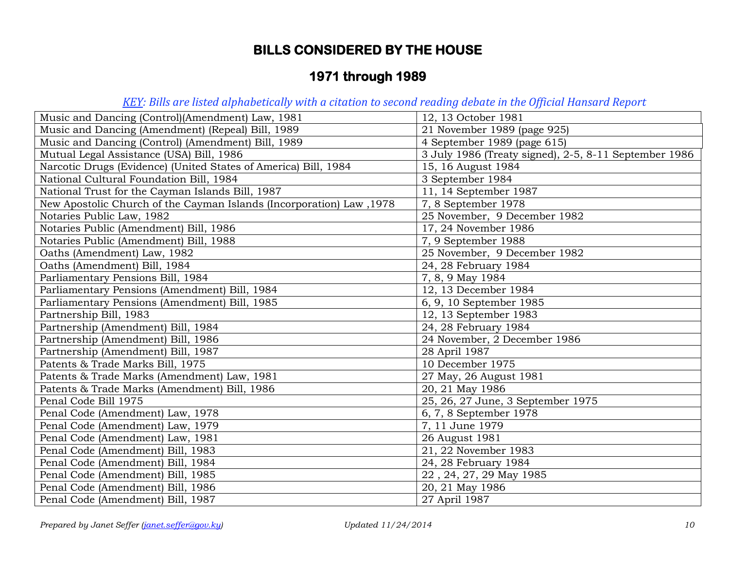# BILLS CONSIDERED BY THE HOUSE

## 1971 through 1989

*KEY: Bills are listed alphabetically with a citation to second reading debate in the Official Hansard Report*

| | |
|---|---|
| Music and Dancing (Control)(Amendment) Law, 1981 | 12, 13 October 1981 |
| Music and Dancing (Amendment) (Repeal) Bill, 1989 | 21 November 1989 (page 925) |
| Music and Dancing (Control) (Amendment) Bill, 1989 | 4 September 1989 (page 615) |
| Mutual Legal Assistance (USA) Bill, 1986 | 3 July 1986 (Treaty signed), 2-5, 8-11 September 1986 |
| Narcotic Drugs (Evidence) (United States of America) Bill, 1984 | 15, 16 August 1984 |
| National Cultural Foundation Bill, 1984 | 3 September 1984 |
| National Trust for the Cayman Islands Bill, 1987 | 11, 14 September 1987 |
| New Apostolic Church of the Cayman Islands (Incorporation) Law ,1978 | 7, 8 September 1978 |
| Notaries Public Law, 1982 | 25 November, 9 December 1982 |
| Notaries Public (Amendment) Bill, 1986 | 17, 24 November 1986 |
| Notaries Public (Amendment) Bill, 1988 | 7, 9 September 1988 |
| Oaths (Amendment) Law, 1982 | 25 November, 9 December 1982 |
| Oaths (Amendment) Bill, 1984 | 24, 28 February 1984 |
| Parliamentary Pensions Bill, 1984 | 7, 8, 9 May 1984 |
| Parliamentary Pensions (Amendment) Bill, 1984 | 12, 13 December 1984 |
| Parliamentary Pensions (Amendment) Bill, 1985 | 6, 9, 10 September 1985 |
| Partnership Bill, 1983 | 12, 13 September 1983 |
| Partnership (Amendment) Bill, 1984 | 24, 28 February 1984 |
| Partnership (Amendment) Bill, 1986 | 24 November, 2 December 1986 |
| Partnership (Amendment) Bill, 1987 | 28 April 1987 |
| Patents & Trade Marks Bill, 1975 | 10 December 1975 |
| Patents & Trade Marks (Amendment) Law, 1981 | 27 May, 26 August 1981 |
| Patents & Trade Marks (Amendment) Bill, 1986 | 20, 21 May 1986 |
| Penal Code Bill 1975 | 25, 26, 27 June, 3 September 1975 |
| Penal Code (Amendment) Law, 1978 | 6, 7, 8 September 1978 |
| Penal Code (Amendment) Law, 1979 | 7, 11 June 1979 |
| Penal Code (Amendment) Law, 1981 | 26 August 1981 |
| Penal Code (Amendment) Bill, 1983 | 21, 22 November 1983 |
| Penal Code (Amendment) Bill, 1984 | 24, 28 February 1984 |
| Penal Code (Amendment) Bill, 1985 | 22 , 24, 27, 29 May 1985 |
| Penal Code (Amendment) Bill, 1986 | 20, 21 May 1986 |
| Penal Code (Amendment) Bill, 1987 | 27 April 1987 |

*Prepared by Janet Seffer (janet.seffer@gov.ky)* *Updated 11/24/2014*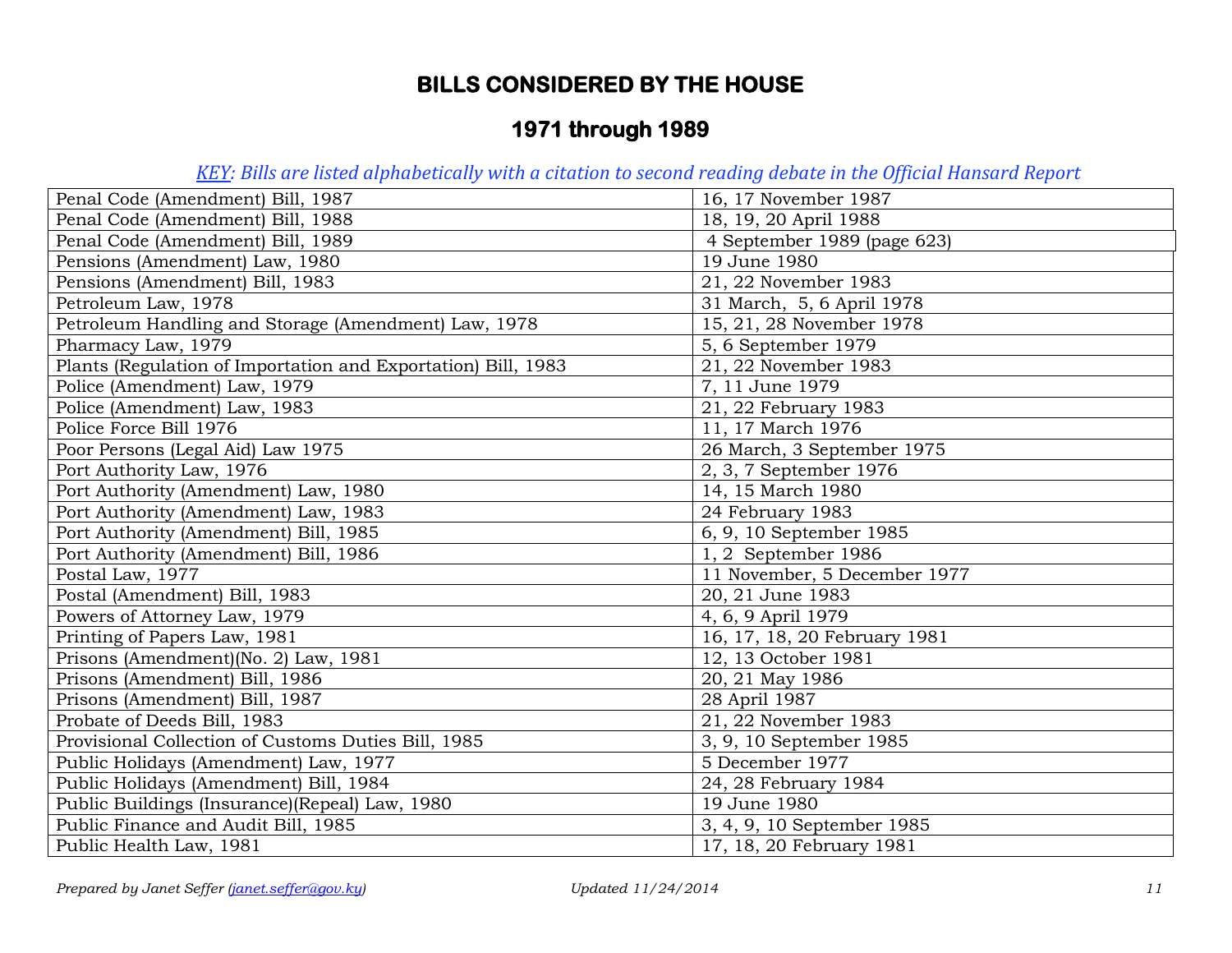# BILLS CONSIDERED BY THE HOUSE

## 1971 through 1989

*KEY: Bills are listed alphabetically with a citation to second reading debate in the Official Hansard Report*

| | |
|---|---|
| Penal Code (Amendment) Bill, 1987 | 16, 17 November 1987 |
| Penal Code (Amendment) Bill, 1988 | 18, 19, 20 April 1988 |
| Penal Code (Amendment) Bill, 1989 | 4 September 1989 (page 623) |
| Pensions (Amendment) Law, 1980 | 19 June 1980 |
| Pensions (Amendment) Bill, 1983 | 21, 22 November 1983 |
| Petroleum Law, 1978 | 31 March, 5, 6 April 1978 |
| Petroleum Handling and Storage (Amendment) Law, 1978 | 15, 21, 28 November 1978 |
| Pharmacy Law, 1979 | 5, 6 September 1979 |
| Plants (Regulation of Importation and Exportation) Bill, 1983 | 21, 22 November 1983 |
| Police (Amendment) Law, 1979 | 7, 11 June 1979 |
| Police (Amendment) Law, 1983 | 21, 22 February 1983 |
| Police Force Bill 1976 | 11, 17 March 1976 |
| Poor Persons (Legal Aid) Law 1975 | 26 March, 3 September 1975 |
| Port Authority Law, 1976 | 2, 3, 7 September 1976 |
| Port Authority (Amendment) Law, 1980 | 14, 15 March 1980 |
| Port Authority (Amendment) Law, 1983 | 24 February 1983 |
| Port Authority (Amendment) Bill, 1985 | 6, 9, 10 September 1985 |
| Port Authority (Amendment) Bill, 1986 | 1, 2 September 1986 |
| Postal Law, 1977 | 11 November, 5 December 1977 |
| Postal (Amendment) Bill, 1983 | 20, 21 June 1983 |
| Powers of Attorney Law, 1979 | 4, 6, 9 April 1979 |
| Printing of Papers Law, 1981 | 16, 17, 18, 20 February 1981 |
| Prisons (Amendment)(No. 2) Law, 1981 | 12, 13 October 1981 |
| Prisons (Amendment) Bill, 1986 | 20, 21 May 1986 |
| Prisons (Amendment) Bill, 1987 | 28 April 1987 |
| Probate of Deeds Bill, 1983 | 21, 22 November 1983 |
| Provisional Collection of Customs Duties Bill, 1985 | 3, 9, 10 September 1985 |
| Public Holidays (Amendment) Law, 1977 | 5 December 1977 |
| Public Holidays (Amendment) Bill, 1984 | 24, 28 February 1984 |
| Public Buildings (Insurance)(Repeal) Law, 1980 | 19 June 1980 |
| Public Finance and Audit Bill, 1985 | 3, 4, 9, 10 September 1985 |
| Public Health Law, 1981 | 17, 18, 20 February 1981 |

*Prepared by Janet Seffer (janet.seffer@gov.ky)* *Updated 11/24/2014*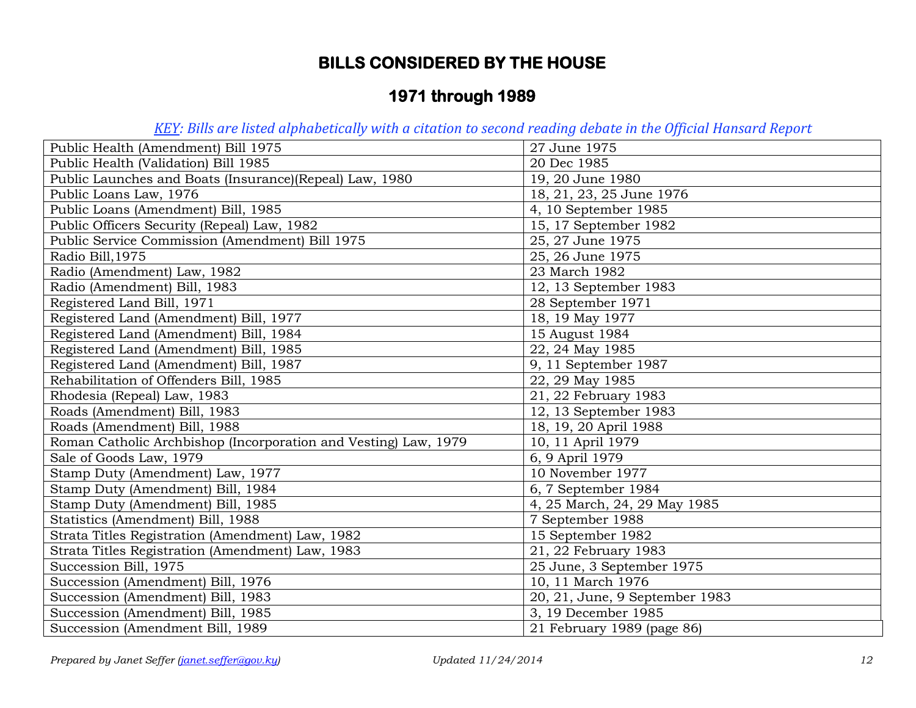# BILLS CONSIDERED BY THE HOUSE

## 1971 through 1989

*KEY: Bills are listed alphabetically with a citation to second reading debate in the Official Hansard Report*

| Bill | Date |
|---|---|
| Public Health (Amendment) Bill 1975 | 27 June 1975 |
| Public Health (Validation) Bill 1985 | 20 Dec 1985 |
| Public Launches and Boats (Insurance)(Repeal) Law, 1980 | 19, 20 June 1980 |
| Public Loans Law, 1976 | 18, 21, 23, 25 June 1976 |
| Public Loans (Amendment) Bill, 1985 | 4, 10 September 1985 |
| Public Officers Security (Repeal) Law, 1982 | 15, 17 September 1982 |
| Public Service Commission (Amendment) Bill 1975 | 25, 27 June 1975 |
| Radio Bill,1975 | 25, 26 June 1975 |
| Radio (Amendment) Law, 1982 | 23 March 1982 |
| Radio (Amendment) Bill, 1983 | 12, 13 September 1983 |
| Registered Land Bill, 1971 | 28 September 1971 |
| Registered Land (Amendment) Bill, 1977 | 18, 19 May 1977 |
| Registered Land (Amendment) Bill, 1984 | 15 August 1984 |
| Registered Land (Amendment) Bill, 1985 | 22, 24 May 1985 |
| Registered Land (Amendment) Bill, 1987 | 9, 11 September 1987 |
| Rehabilitation of Offenders Bill, 1985 | 22, 29 May 1985 |
| Rhodesia (Repeal) Law, 1983 | 21, 22 February 1983 |
| Roads (Amendment) Bill, 1983 | 12, 13 September 1983 |
| Roads (Amendment) Bill, 1988 | 18, 19, 20 April 1988 |
| Roman Catholic Archbishop (Incorporation and Vesting) Law, 1979 | 10, 11 April 1979 |
| Sale of Goods Law, 1979 | 6, 9 April 1979 |
| Stamp Duty (Amendment) Law, 1977 | 10 November 1977 |
| Stamp Duty (Amendment) Bill, 1984 | 6, 7 September 1984 |
| Stamp Duty (Amendment) Bill, 1985 | 4, 25 March, 24, 29 May 1985 |
| Statistics (Amendment) Bill, 1988 | 7 September 1988 |
| Strata Titles Registration (Amendment) Law, 1982 | 15 September 1982 |
| Strata Titles Registration (Amendment) Law, 1983 | 21, 22 February 1983 |
| Succession Bill, 1975 | 25 June, 3 September 1975 |
| Succession (Amendment) Bill, 1976 | 10, 11 March 1976 |
| Succession (Amendment) Bill, 1983 | 20, 21, June, 9 September 1983 |
| Succession (Amendment) Bill, 1985 | 3, 19 December 1985 |
| Succession (Amendment Bill, 1989 | 21 February 1989 (page 86) |

*Prepared by Janet Seffer (janet.seffer@gov.ky)* *Updated 11/24/2014*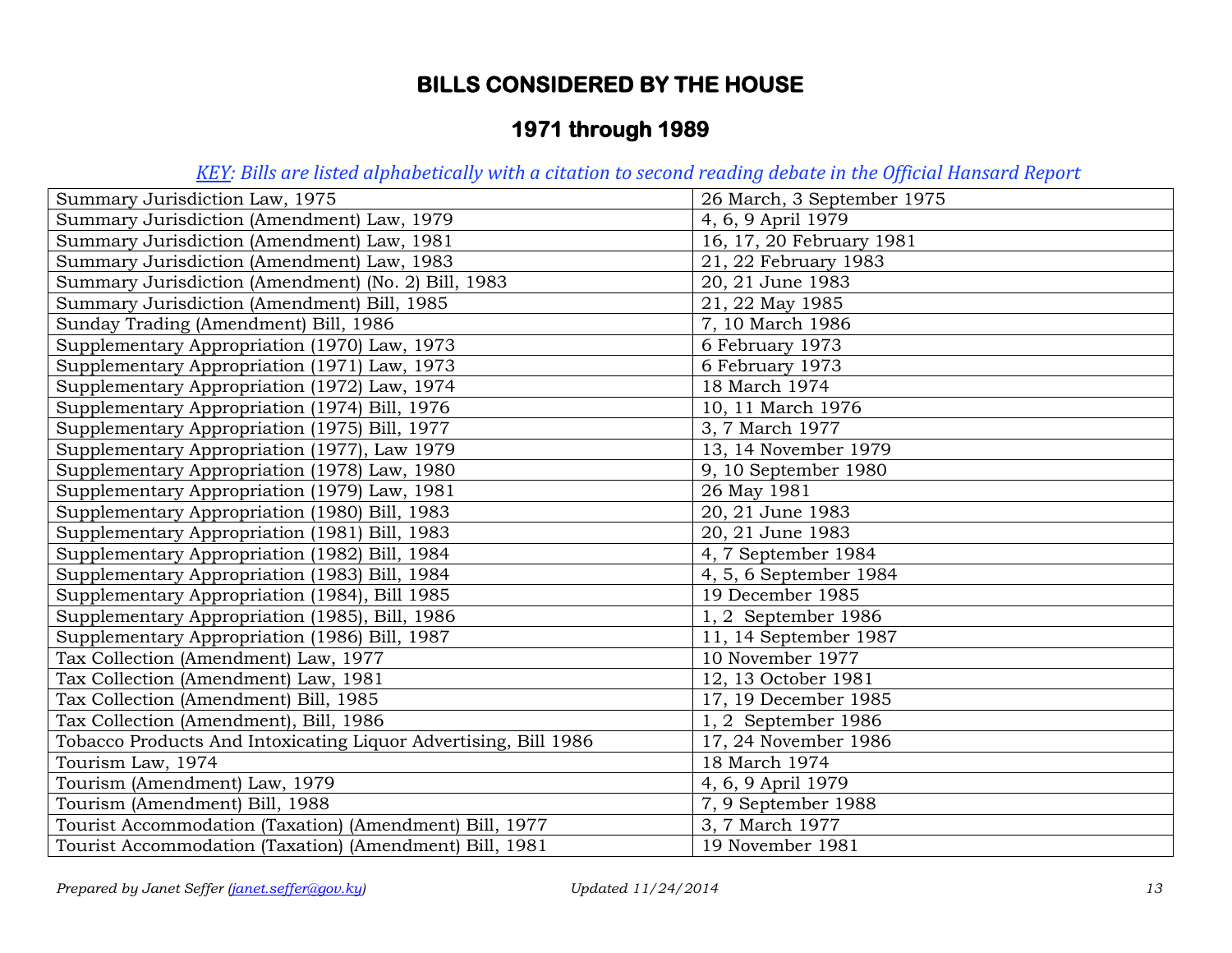# BILLS CONSIDERED BY THE HOUSE

## 1971 through 1989

*KEY: Bills are listed alphabetically with a citation to second reading debate in the Official Hansard Report*

| | |
|---|---|
| Summary Jurisdiction Law, 1975 | 26 March, 3 September 1975 |
| Summary Jurisdiction (Amendment) Law, 1979 | 4, 6, 9 April 1979 |
| Summary Jurisdiction (Amendment) Law, 1981 | 16, 17, 20 February 1981 |
| Summary Jurisdiction (Amendment) Law, 1983 | 21, 22 February 1983 |
| Summary Jurisdiction (Amendment) (No. 2) Bill, 1983 | 20, 21 June 1983 |
| Summary Jurisdiction (Amendment) Bill, 1985 | 21, 22 May 1985 |
| Sunday Trading (Amendment) Bill, 1986 | 7, 10 March 1986 |
| Supplementary Appropriation (1970) Law, 1973 | 6 February 1973 |
| Supplementary Appropriation (1971) Law, 1973 | 6 February 1973 |
| Supplementary Appropriation (1972) Law, 1974 | 18 March 1974 |
| Supplementary Appropriation (1974) Bill, 1976 | 10, 11 March 1976 |
| Supplementary Appropriation (1975) Bill, 1977 | 3, 7 March 1977 |
| Supplementary Appropriation (1977), Law 1979 | 13, 14 November 1979 |
| Supplementary Appropriation (1978) Law, 1980 | 9, 10 September 1980 |
| Supplementary Appropriation (1979) Law, 1981 | 26 May 1981 |
| Supplementary Appropriation (1980) Bill, 1983 | 20, 21 June 1983 |
| Supplementary Appropriation (1981) Bill, 1983 | 20, 21 June 1983 |
| Supplementary Appropriation (1982) Bill, 1984 | 4, 7 September 1984 |
| Supplementary Appropriation (1983) Bill, 1984 | 4, 5, 6 September 1984 |
| Supplementary Appropriation (1984), Bill 1985 | 19 December 1985 |
| Supplementary Appropriation (1985), Bill, 1986 | 1, 2 September 1986 |
| Supplementary Appropriation (1986) Bill, 1987 | 11, 14 September 1987 |
| Tax Collection (Amendment) Law, 1977 | 10 November 1977 |
| Tax Collection (Amendment) Law, 1981 | 12, 13 October 1981 |
| Tax Collection (Amendment) Bill, 1985 | 17, 19 December 1985 |
| Tax Collection (Amendment), Bill, 1986 | 1, 2 September 1986 |
| Tobacco Products And Intoxicating Liquor Advertising, Bill 1986 | 17, 24 November 1986 |
| Tourism Law, 1974 | 18 March 1974 |
| Tourism (Amendment) Law, 1979 | 4, 6, 9 April 1979 |
| Tourism (Amendment) Bill, 1988 | 7, 9 September 1988 |
| Tourist Accommodation (Taxation) (Amendment) Bill, 1977 | 3, 7 March 1977 |
| Tourist Accommodation (Taxation) (Amendment) Bill, 1981 | 19 November 1981 |

*Prepared by Janet Seffer (janet.seffer@gov.ky)* *Updated 11/24/2014*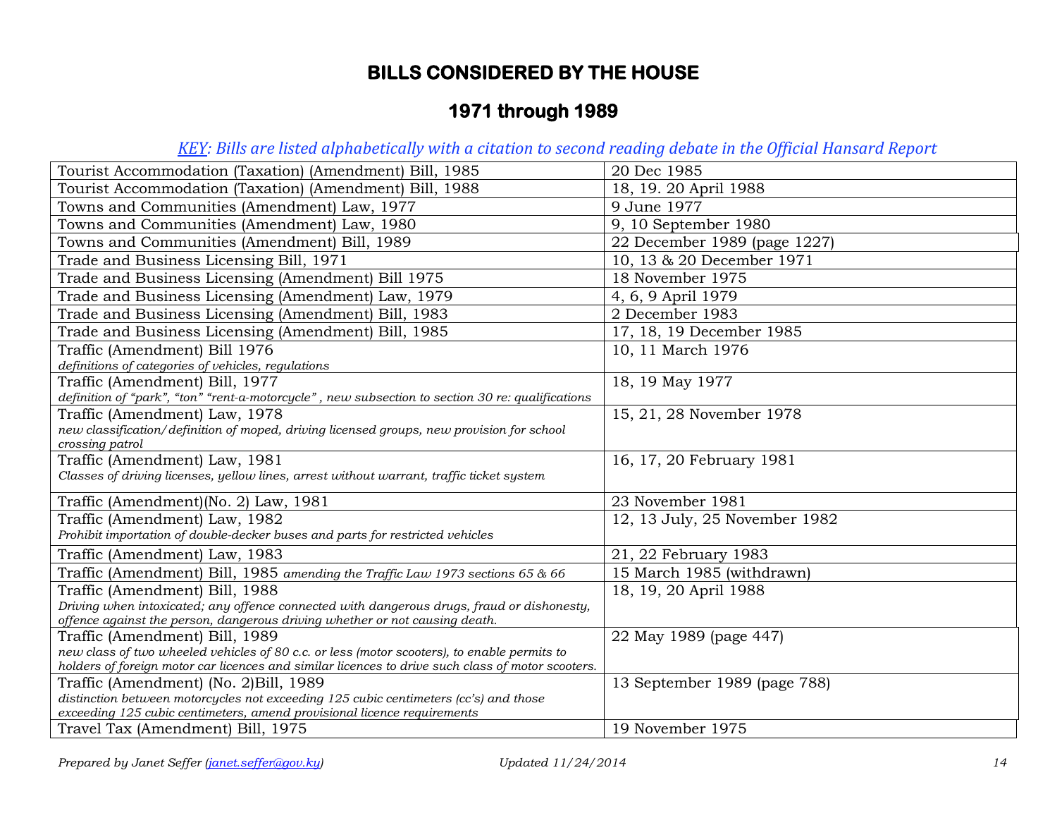## BILLS CONSIDERED BY THE HOUSE

## 1971 through 1989

*KEY: Bills are listed alphabetically with a citation to second reading debate in the Official Hansard Report*

| Bill | Second Reading Debate |
|---|---|
| Tourist Accommodation (Taxation) (Amendment) Bill, 1985 | 20 Dec 1985 |
| Tourist Accommodation (Taxation) (Amendment) Bill, 1988 | 18, 19. 20 April 1988 |
| Towns and Communities (Amendment) Law, 1977 | 9 June 1977 |
| Towns and Communities (Amendment) Law, 1980 | 9, 10 September 1980 |
| Towns and Communities (Amendment) Bill, 1989 | 22 December 1989 (page 1227) |
| Trade and Business Licensing Bill, 1971 | 10, 13 & 20 December 1971 |
| Trade and Business Licensing (Amendment) Bill 1975 | 18 November 1975 |
| Trade and Business Licensing (Amendment) Law, 1979 | 4, 6, 9 April 1979 |
| Trade and Business Licensing (Amendment) Bill, 1983 | 2 December 1983 |
| Trade and Business Licensing (Amendment) Bill, 1985 | 17, 18, 19 December 1985 |
| Traffic (Amendment) Bill 1976<br>*definitions of categories of vehicles, regulations* | 10, 11 March 1976 |
| Traffic (Amendment) Bill, 1977<br>*definition of "park", "ton" "rent-a-motorcycle" , new subsection to section 30 re: qualifications* | 18, 19 May 1977 |
| Traffic (Amendment) Law, 1978<br>*new classification/definition of moped, driving licensed groups, new provision for school crossing patrol* | 15, 21, 28 November 1978 |
| Traffic (Amendment) Law, 1981<br>*Classes of driving licenses, yellow lines, arrest without warrant, traffic ticket system* | 16, 17, 20 February 1981 |
| Traffic (Amendment)(No. 2) Law, 1981 | 23 November 1981 |
| Traffic (Amendment) Law, 1982<br>*Prohibit importation of double-decker buses and parts for restricted vehicles* | 12, 13 July, 25 November 1982 |
| Traffic (Amendment) Law, 1983 | 21, 22 February 1983 |
| Traffic (Amendment) Bill, 1985 *amending the Traffic Law 1973 sections 65 & 66* | 15 March 1985 (withdrawn) |
| Traffic (Amendment) Bill, 1988<br>*Driving when intoxicated; any offence connected with dangerous drugs, fraud or dishonesty, offence against the person, dangerous driving whether or not causing death.* | 18, 19, 20 April 1988 |
| Traffic (Amendment) Bill, 1989<br>*new class of two wheeled vehicles of 80 c.c. or less (motor scooters), to enable permits to holders of foreign motor car licences and similar licences to drive such class of motor scooters.* | 22 May 1989 (page 447) |
| Traffic (Amendment) (No. 2)Bill, 1989<br>*distinction between motorcycles not exceeding 125 cubic centimeters (cc's) and those exceeding 125 cubic centimeters, amend provisional licence requirements* | 13 September 1989 (page 788) |
| Travel Tax (Amendment) Bill, 1975 | 19 November 1975 |

*Prepared by Janet Seffer (janet.seffer@gov.ky)* *Updated 11/24/2014*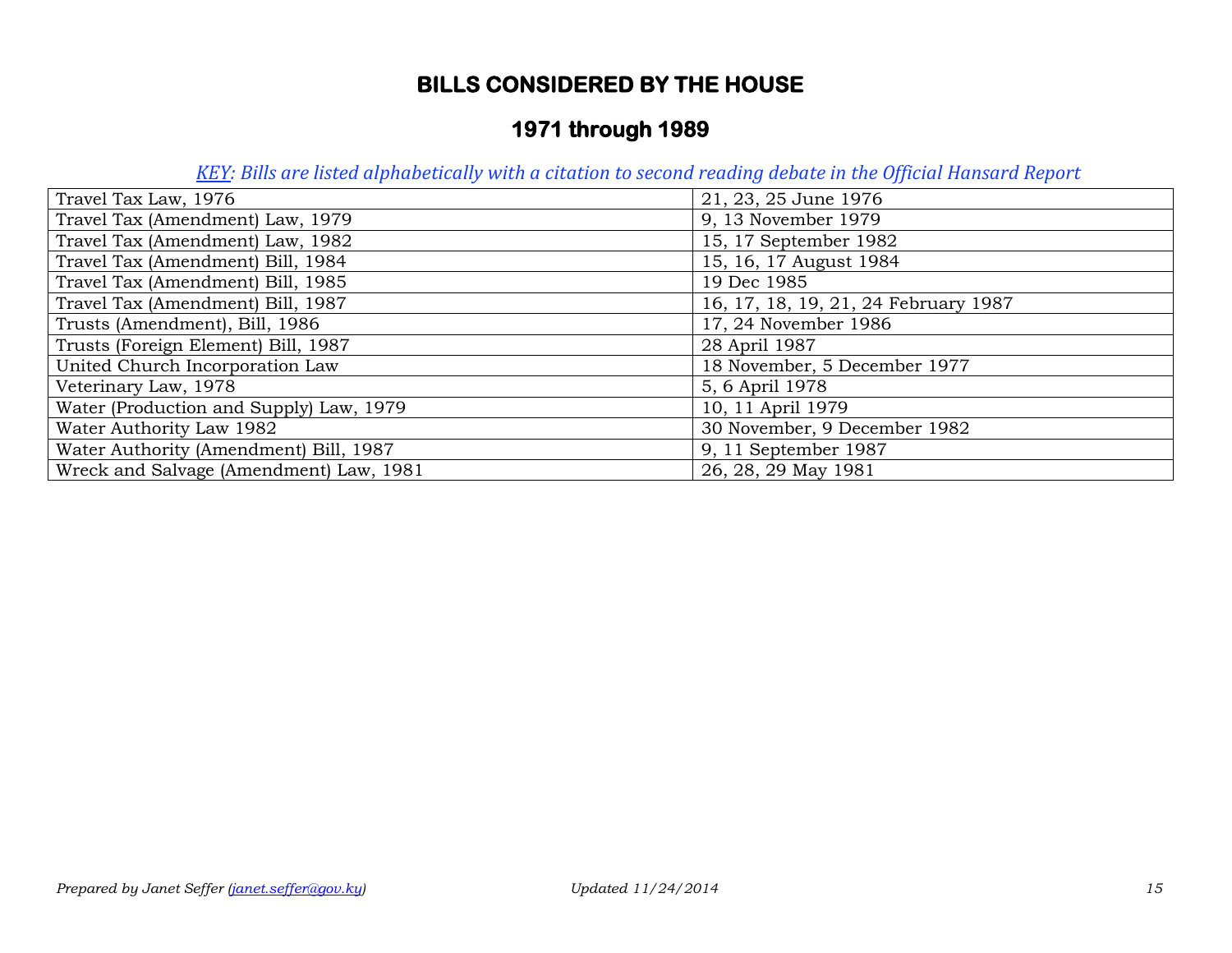# BILLS CONSIDERED BY THE HOUSE

## 1971 through 1989

*KEY: Bills are listed alphabetically with a citation to second reading debate in the Official Hansard Report*

| | |
|---|---|
| Travel Tax Law, 1976 | 21, 23, 25 June 1976 |
| Travel Tax (Amendment) Law, 1979 | 9, 13 November 1979 |
| Travel Tax (Amendment) Law, 1982 | 15, 17 September 1982 |
| Travel Tax (Amendment) Bill, 1984 | 15, 16, 17 August 1984 |
| Travel Tax (Amendment) Bill, 1985 | 19 Dec 1985 |
| Travel Tax (Amendment) Bill, 1987 | 16, 17, 18, 19, 21, 24 February 1987 |
| Trusts (Amendment), Bill, 1986 | 17, 24 November 1986 |
| Trusts (Foreign Element) Bill, 1987 | 28 April 1987 |
| United Church Incorporation Law | 18 November, 5 December 1977 |
| Veterinary Law, 1978 | 5, 6 April 1978 |
| Water (Production and Supply) Law, 1979 | 10, 11 April 1979 |
| Water Authority Law 1982 | 30 November, 9 December 1982 |
| Water Authority (Amendment) Bill, 1987 | 9, 11 September 1987 |
| Wreck and Salvage (Amendment) Law, 1981 | 26, 28, 29 May 1981 |

*Prepared by Janet Seffer (janet.seffer@gov.ky)* *Updated 11/24/2014*